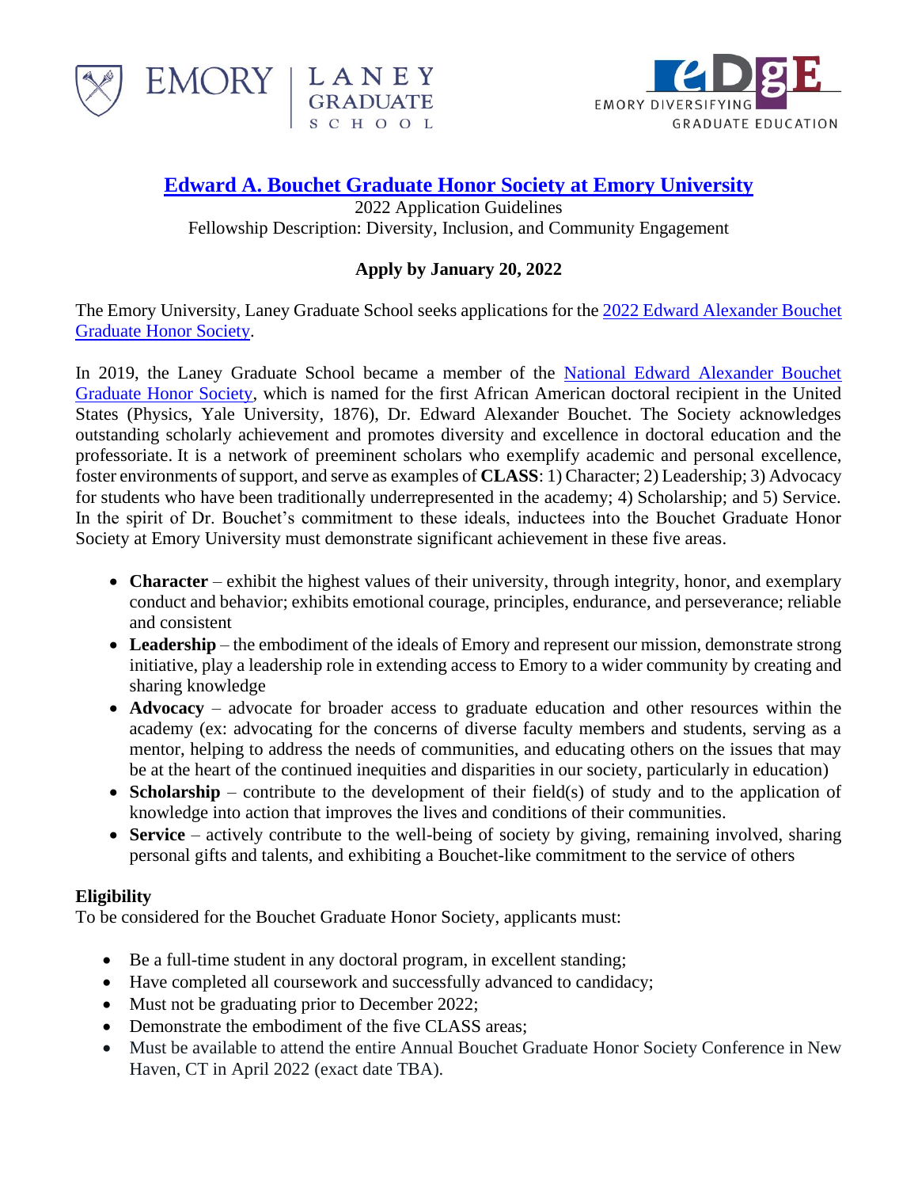EMORY | LANEY GRADUATE SCHOOL

eDgE EMORY DIVERSIFYING GRADUATE EDUCATION

# Edward A. Bouchet Graduate Honor Society at Emory University

2022 Application Guidelines
Fellowship Description: Diversity, Inclusion, and Community Engagement

**Apply by January 20, 2022**

The Emory University, Laney Graduate School seeks applications for the 2022 Edward Alexander Bouchet Graduate Honor Society.

In 2019, the Laney Graduate School became a member of the National Edward Alexander Bouchet Graduate Honor Society, which is named for the first African American doctoral recipient in the United States (Physics, Yale University, 1876), Dr. Edward Alexander Bouchet. The Society acknowledges outstanding scholarly achievement and promotes diversity and excellence in doctoral education and the professoriate. It is a network of preeminent scholars who exemplify academic and personal excellence, foster environments of support, and serve as examples of **CLASS**: 1) Character; 2) Leadership; 3) Advocacy for students who have been traditionally underrepresented in the academy; 4) Scholarship; and 5) Service. In the spirit of Dr. Bouchet's commitment to these ideals, inductees into the Bouchet Graduate Honor Society at Emory University must demonstrate significant achievement in these five areas.

- **Character** – exhibit the highest values of their university, through integrity, honor, and exemplary conduct and behavior; exhibits emotional courage, principles, endurance, and perseverance; reliable and consistent
- **Leadership** – the embodiment of the ideals of Emory and represent our mission, demonstrate strong initiative, play a leadership role in extending access to Emory to a wider community by creating and sharing knowledge
- **Advocacy** – advocate for broader access to graduate education and other resources within the academy (ex: advocating for the concerns of diverse faculty members and students, serving as a mentor, helping to address the needs of communities, and educating others on the issues that may be at the heart of the continued inequities and disparities in our society, particularly in education)
- **Scholarship** – contribute to the development of their field(s) of study and to the application of knowledge into action that improves the lives and conditions of their communities.
- **Service** – actively contribute to the well-being of society by giving, remaining involved, sharing personal gifts and talents, and exhibiting a Bouchet-like commitment to the service of others

**Eligibility**

To be considered for the Bouchet Graduate Honor Society, applicants must:

- Be a full-time student in any doctoral program, in excellent standing;
- Have completed all coursework and successfully advanced to candidacy;
- Must not be graduating prior to December 2022;
- Demonstrate the embodiment of the five CLASS areas;
- Must be available to attend the entire Annual Bouchet Graduate Honor Society Conference in New Haven, CT in April 2022 (exact date TBA).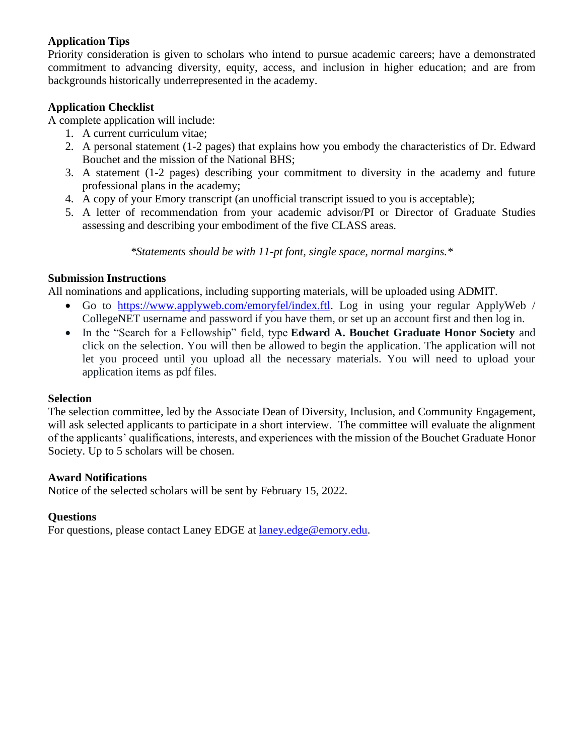**Application Tips**

Priority consideration is given to scholars who intend to pursue academic careers; have a demonstrated commitment to advancing diversity, equity, access, and inclusion in higher education; and are from backgrounds historically underrepresented in the academy.

**Application Checklist**

A complete application will include:

1. A current curriculum vitae;
2. A personal statement (1-2 pages) that explains how you embody the characteristics of Dr. Edward Bouchet and the mission of the National BHS;
3. A statement (1-2 pages) describing your commitment to diversity in the academy and future professional plans in the academy;
4. A copy of your Emory transcript (an unofficial transcript issued to you is acceptable);
5. A letter of recommendation from your academic advisor/PI or Director of Graduate Studies assessing and describing your embodiment of the five CLASS areas.

*\*Statements should be with 11-pt font, single space, normal margins.\**

**Submission Instructions**

All nominations and applications, including supporting materials, will be uploaded using ADMIT.

- Go to [https://www.applyweb.com/emoryfel/index.ftl](https://www.applyweb.com/emoryfel/index.ftl). Log in using your regular ApplyWeb / CollegeNET username and password if you have them, or set up an account first and then log in.
- In the "Search for a Fellowship" field, type **Edward A. Bouchet Graduate Honor Society** and click on the selection. You will then be allowed to begin the application. The application will not let you proceed until you upload all the necessary materials. You will need to upload your application items as pdf files.

**Selection**

The selection committee, led by the Associate Dean of Diversity, Inclusion, and Community Engagement, will ask selected applicants to participate in a short interview. The committee will evaluate the alignment of the applicants' qualifications, interests, and experiences with the mission of the Bouchet Graduate Honor Society. Up to 5 scholars will be chosen.

**Award Notifications**

Notice of the selected scholars will be sent by February 15, 2022.

**Questions**

For questions, please contact Laney EDGE at [laney.edge@emory.edu](mailto:laney.edge@emory.edu).